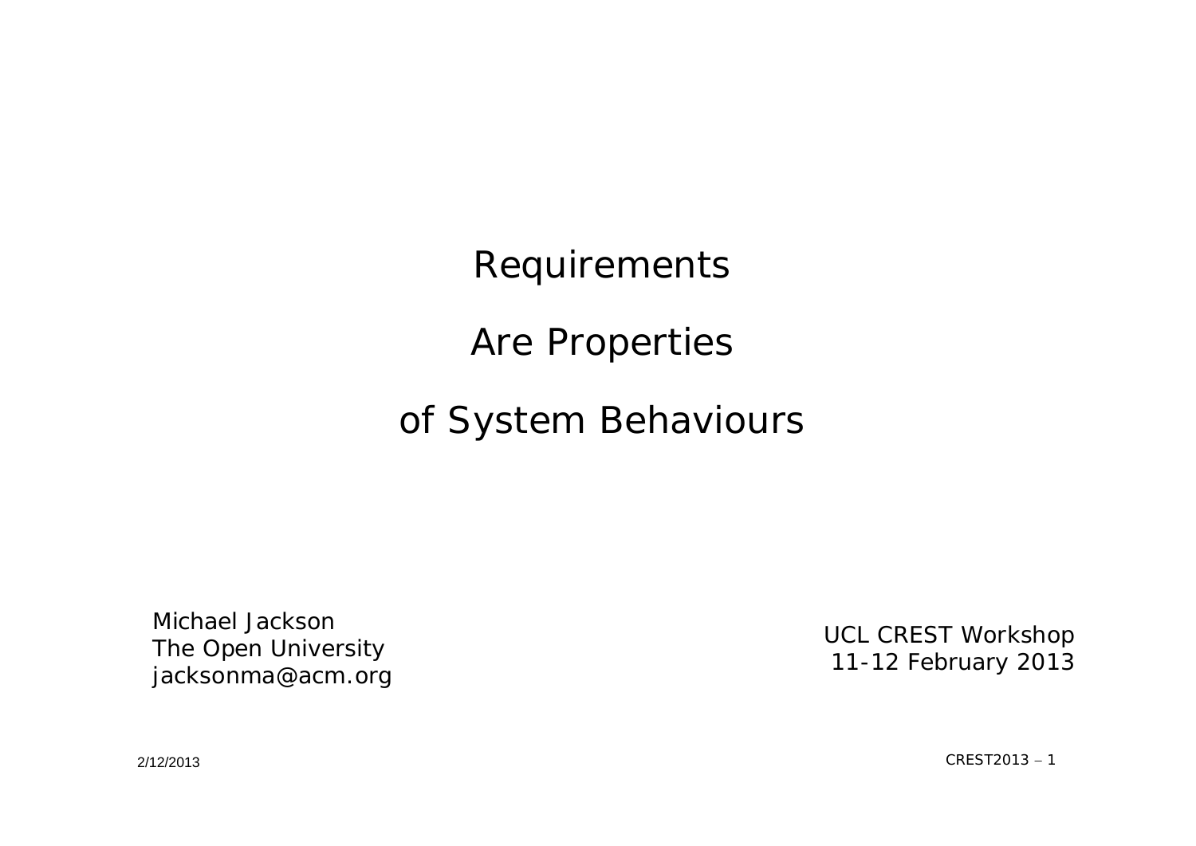# Requirements Are Properties of System Behaviours

Michael Jackson
The Open University
jacksonma@acm.org

UCL CREST Workshop
11-12 February 2013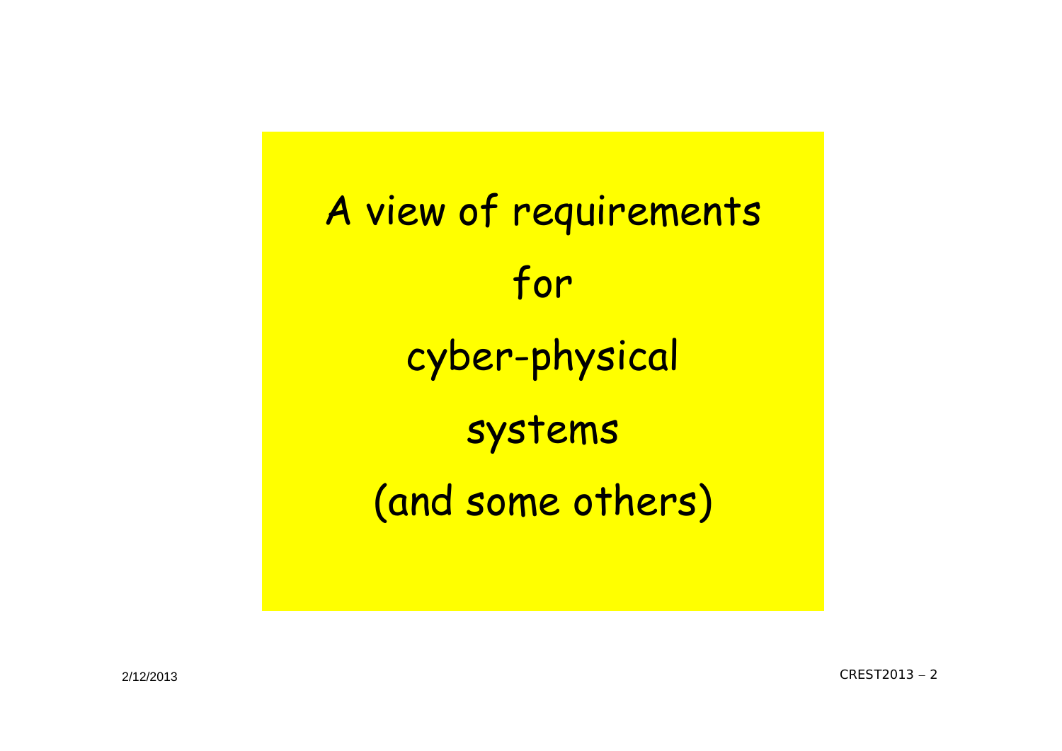# A view of requirements for cyber-physical systems (and some others)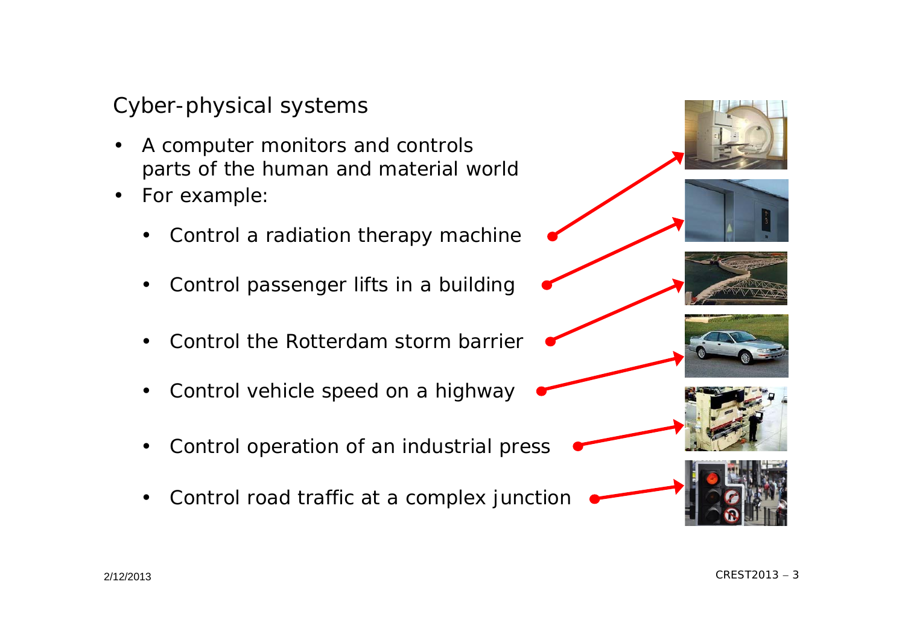# Cyber-physical systems

- A computer monitors and controls parts of the human and material world
- For example:
  - Control a radiation therapy machine
  - Control passenger lifts in a building
  - Control the Rotterdam storm barrier
  - Control vehicle speed on a highway
  - Control operation of an industrial press
  - Control road traffic at a complex junction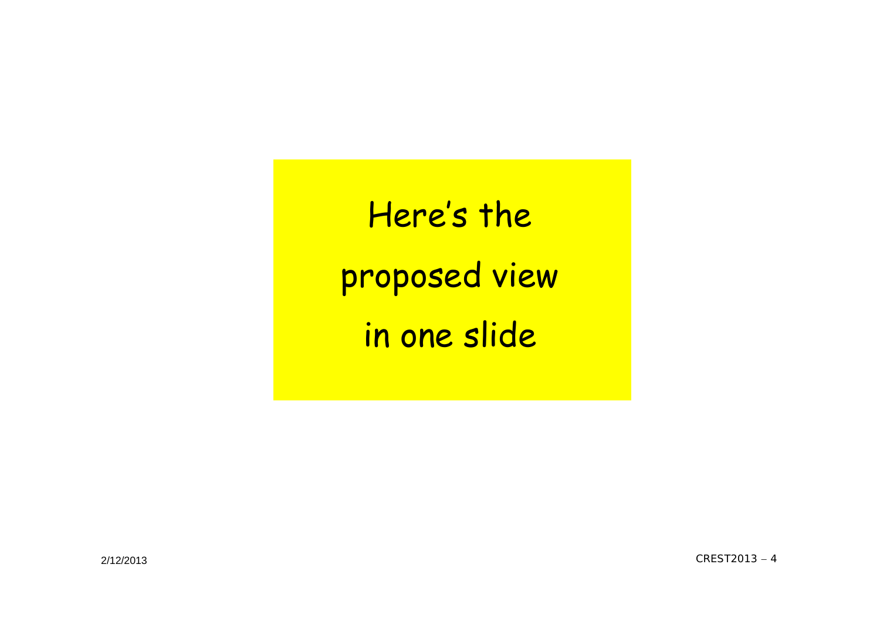Here's the

proposed view

in one slide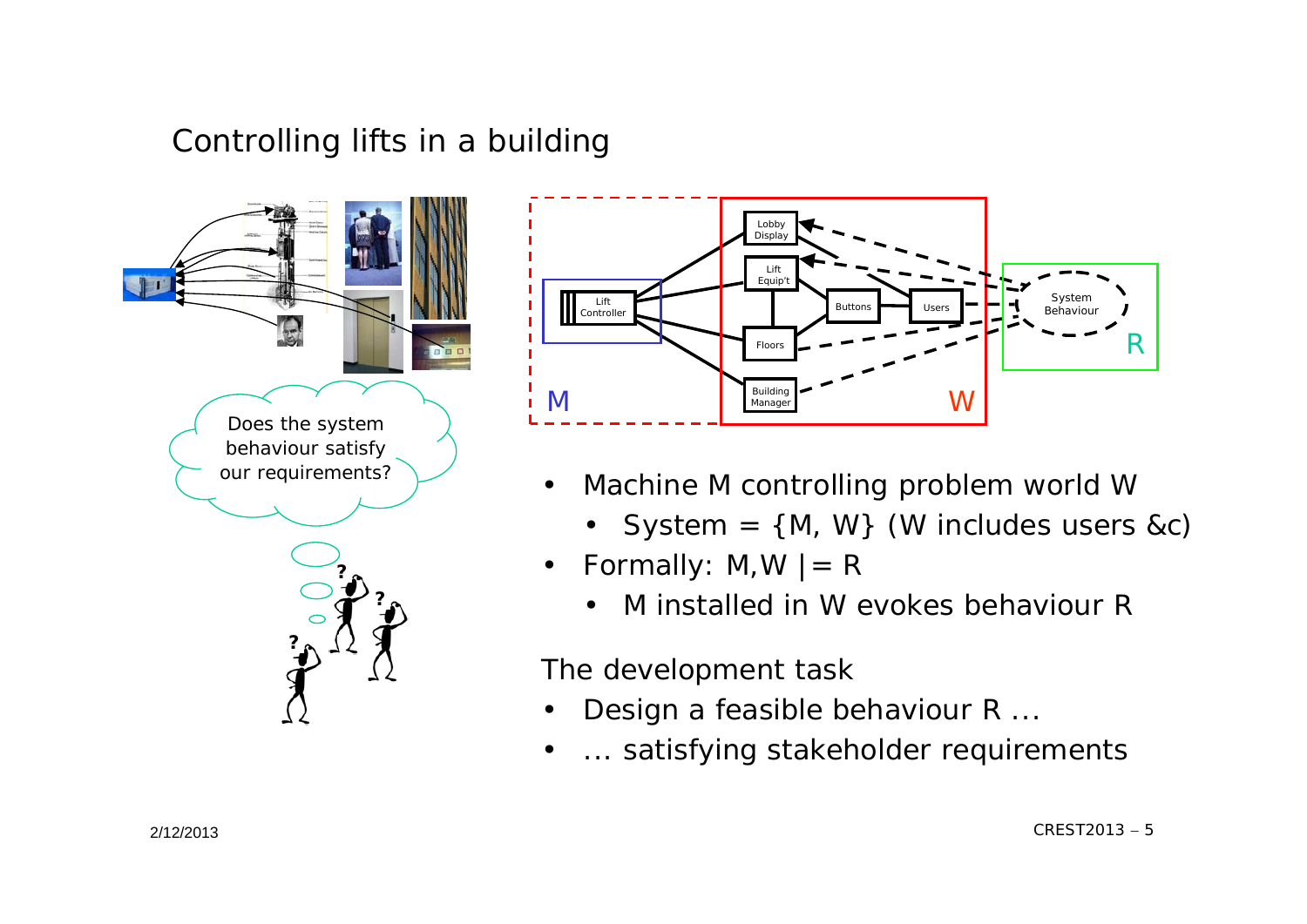# Controlling lifts in a building

Does the system behaviour satisfy our requirements?

- Machine M controlling problem world W
  - System = {M, W} (W includes users &c)
- Formally: M,W |= R
  - M installed in W evokes behaviour R

The development task

- Design a feasible behaviour R ...
- ... satisfying stakeholder requirements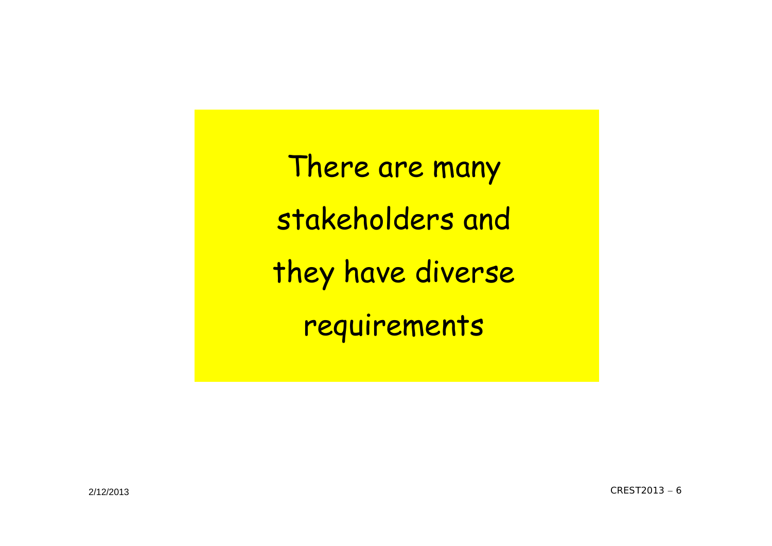There are many stakeholders and they have diverse requirements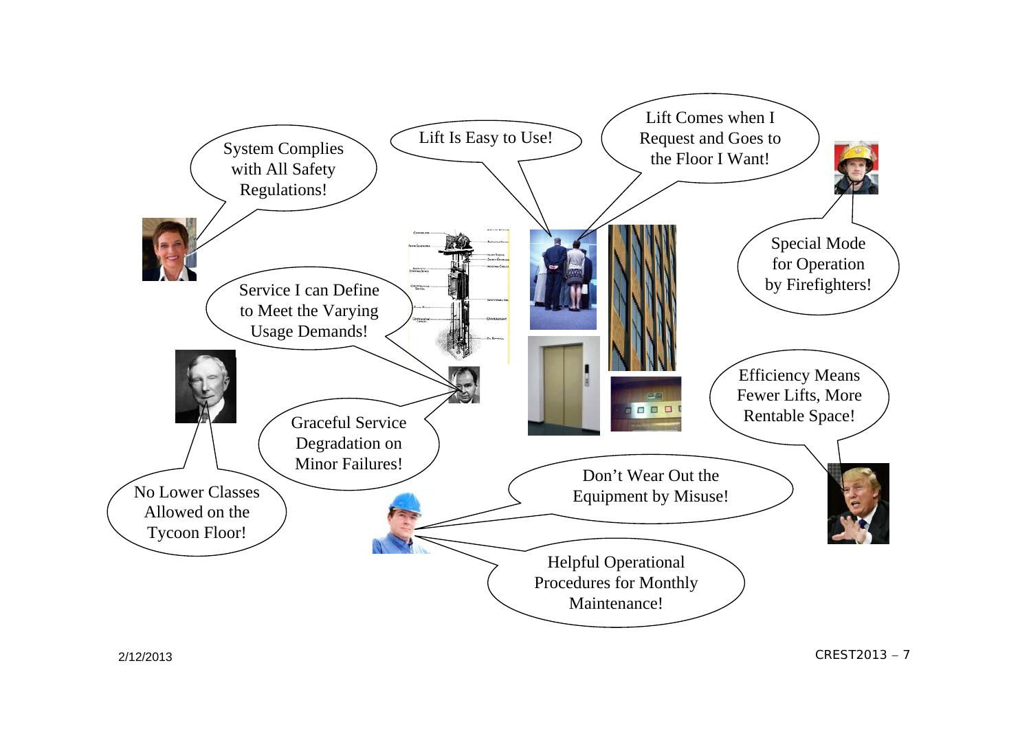System Complies with All Safety Regulations!

Lift Is Easy to Use!

Lift Comes when I Request and Goes to the Floor I Want!

Special Mode for Operation by Firefighters!

Service I can Define to Meet the Varying Usage Demands!

Graceful Service Degradation on Minor Failures!

Efficiency Means Fewer Lifts, More Rentable Space!

No Lower Classes Allowed on the Tycoon Floor!

Don't Wear Out the Equipment by Misuse!

Helpful Operational Procedures for Monthly Maintenance!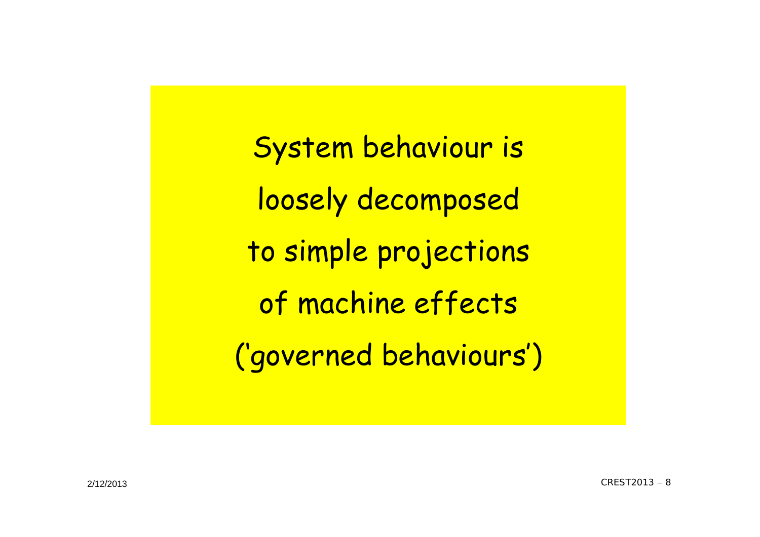System behaviour is

loosely decomposed

to simple projections

of machine effects

('governed behaviours')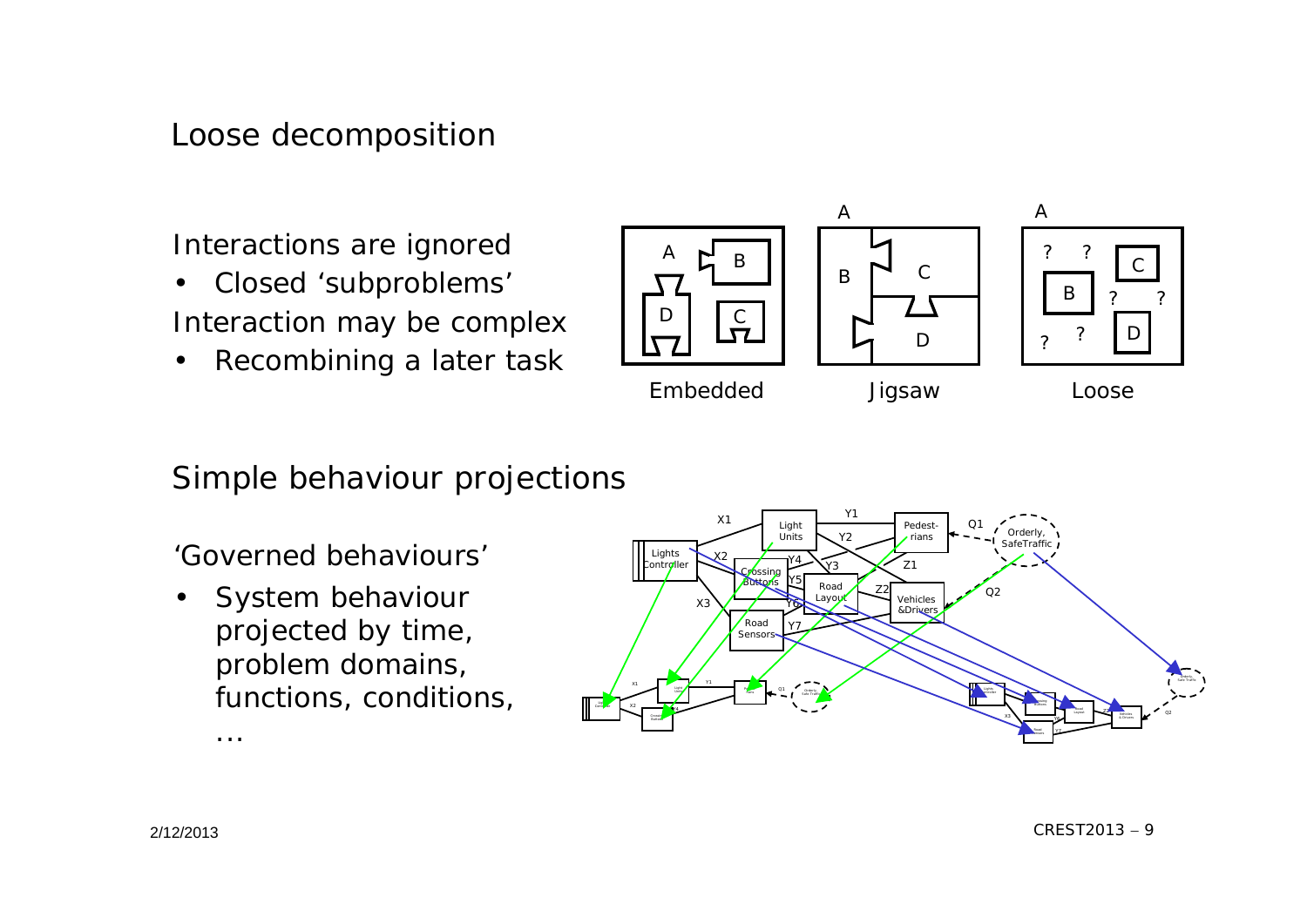# Loose decomposition

Interactions are ignored

- Closed 'subproblems'

Interaction may be complex

- Recombining a later task

Embedded

Jigsaw

Loose

# Simple behaviour projections

'Governed behaviours'

- System behaviour projected by time, problem domains, functions, conditions, …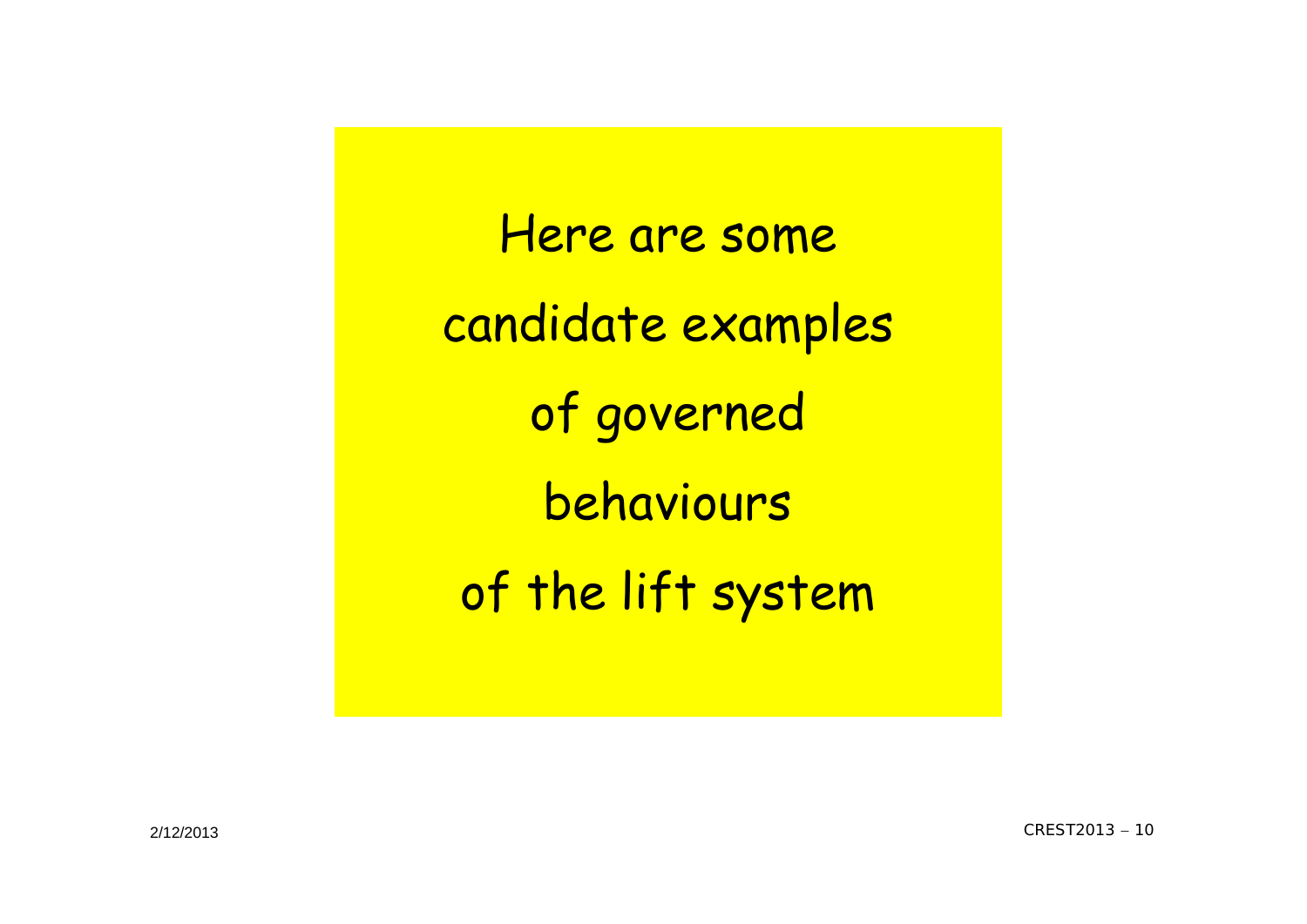Here are some candidate examples of governed behaviours of the lift system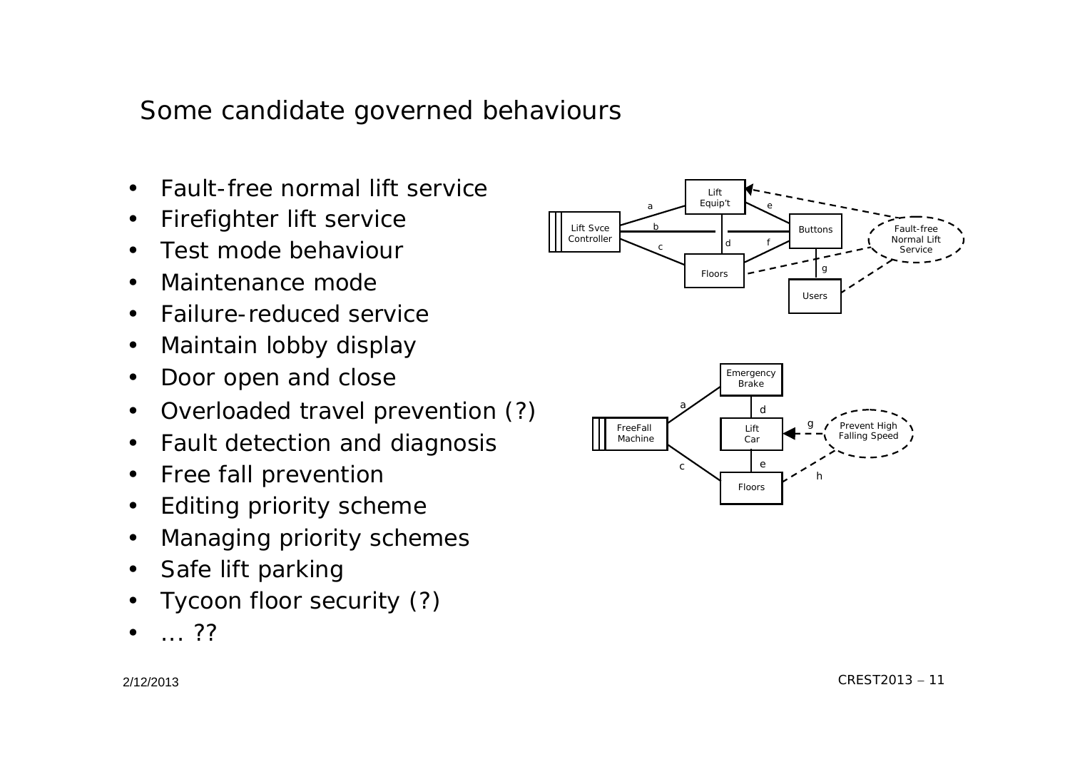# Some candidate governed behaviours

- Fault-free normal lift service
- Firefighter lift service
- Test mode behaviour
- Maintenance mode
- Failure-reduced service
- Maintain lobby display
- Door open and close
- Overloaded travel prevention (?)
- Fault detection and diagnosis
- Free fall prevention
- Editing priority scheme
- Managing priority schemes
- Safe lift parking
- Tycoon floor security (?)
- … ??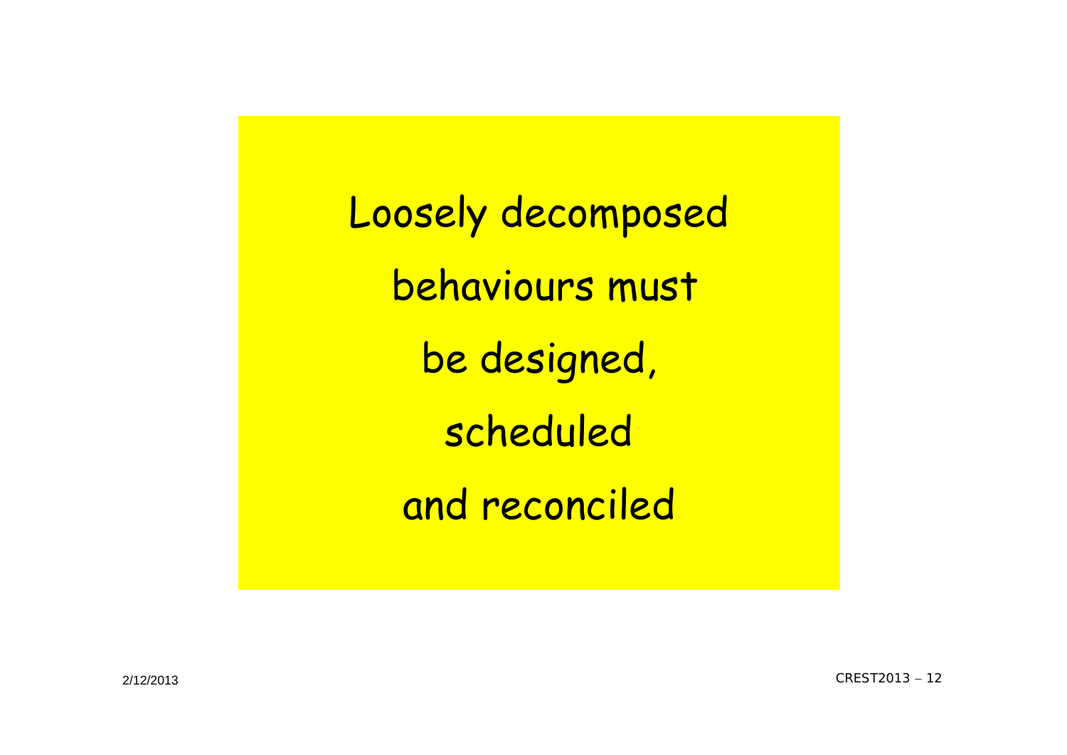Loosely decomposed behaviours must be designed, scheduled and reconciled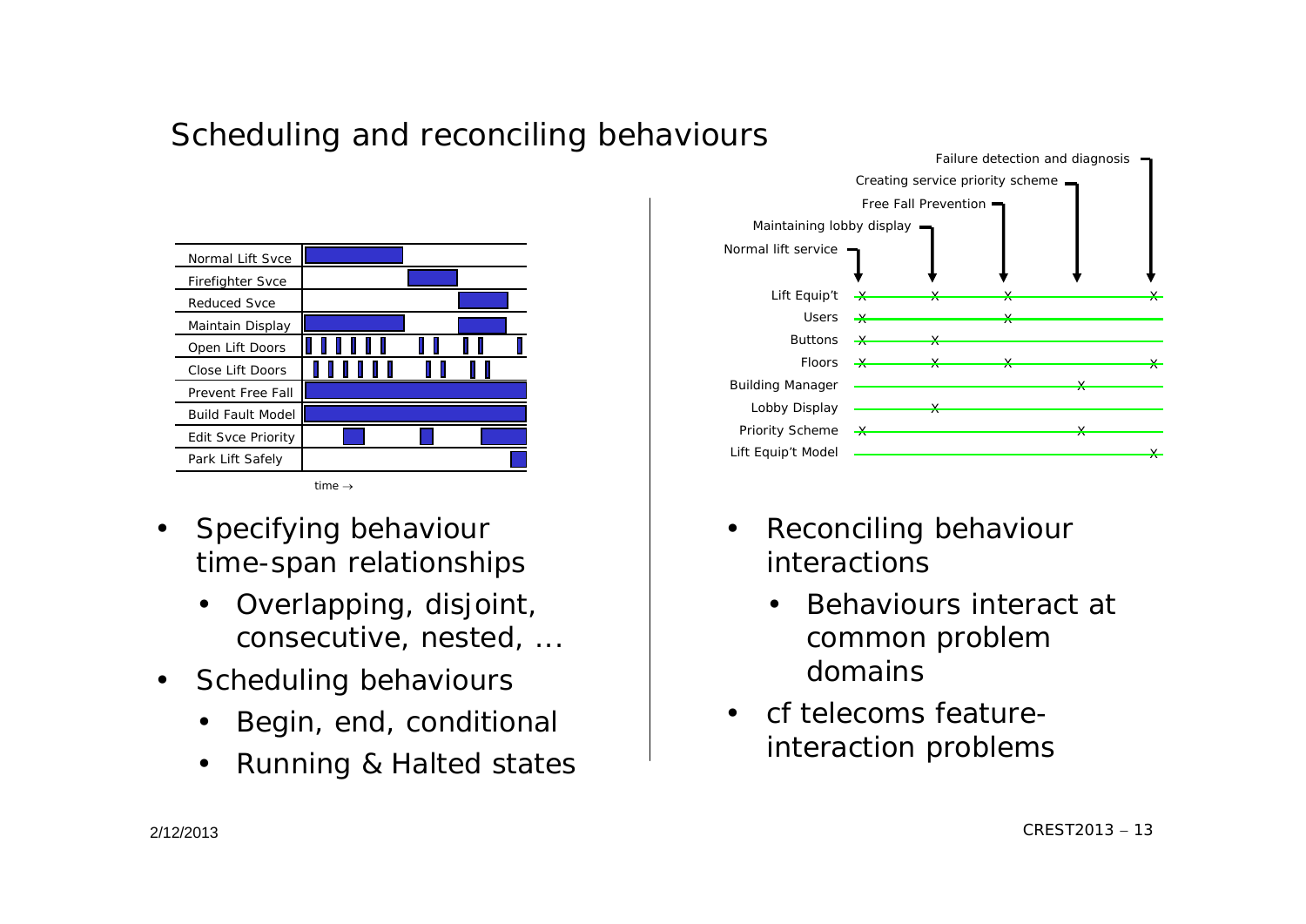# Scheduling and reconciling behaviours

- Specifying behaviour time-span relationships
  - Overlapping, disjoint, consecutive, nested, …
- Scheduling behaviours
  - Begin, end, conditional
  - Running & Halted states

- Reconciling behaviour interactions
  - Behaviours interact at common problem domains
- cf telecoms feature-interaction problems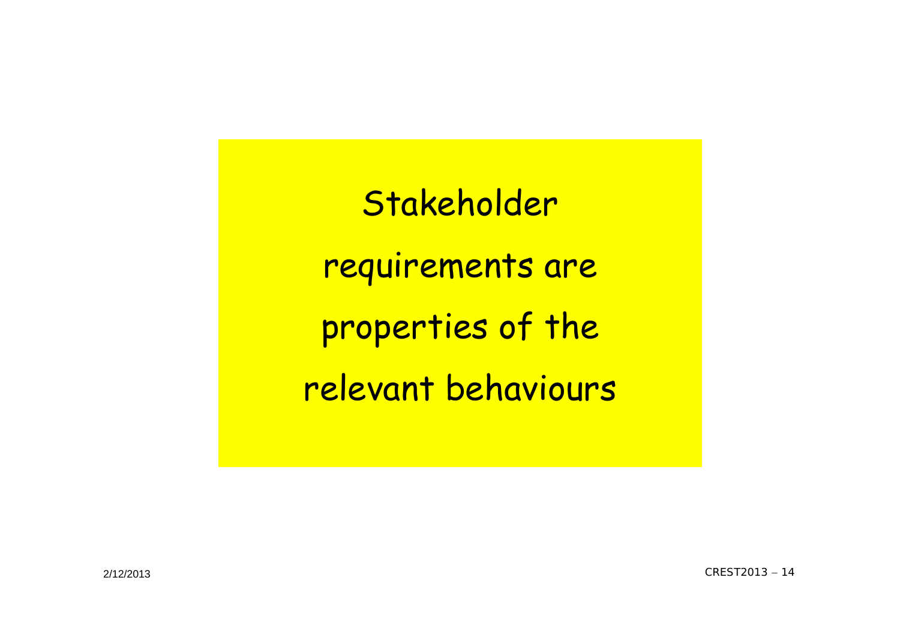Stakeholder requirements are properties of the relevant behaviours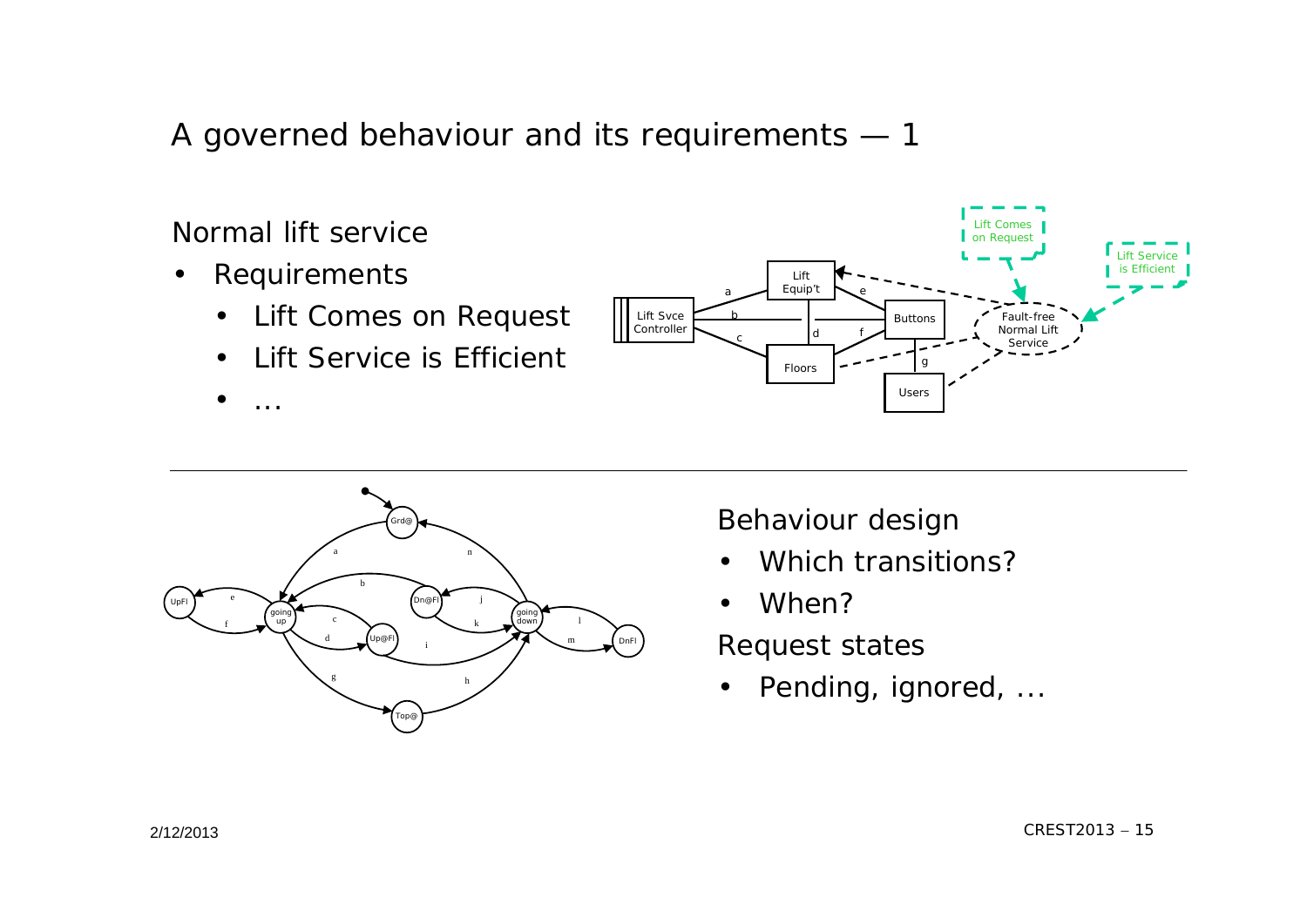# A governed behaviour and its requirements — 1

Normal lift service

- Requirements
  - Lift Comes on Request
  - Lift Service is Efficient
  - …

Behaviour design

- Which transitions?
- When?

Request states

- Pending, ignored, …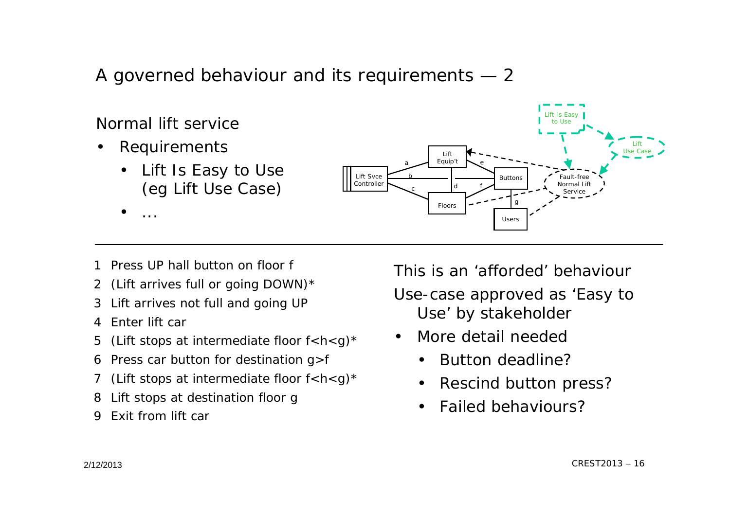# A governed behaviour and its requirements — 2

Normal lift service

- Requirements
  - Lift Is Easy to Use (eg Lift Use Case)
  - …

Lift Svce Controller — Lift Equip't — Buttons — Floors — Users — Fault-free Normal Lift Service — Lift Is Easy to Use — Lift Use Case (a, b, c, d, e, f, g)

1. Press UP hall button on floor f
2. (Lift arrives full or going DOWN)*
3. Lift arrives not full and going UP
4. Enter lift car
5. (Lift stops at intermediate floor f<h<g)*
6. Press car button for destination g>f
7. (Lift stops at intermediate floor f<h<g)*
8. Lift stops at destination floor g
9. Exit from lift car

This is an 'afforded' behaviour

Use-case approved as 'Easy to Use' by stakeholder

- More detail needed
  - Button deadline?
  - Rescind button press?
  - Failed behaviours?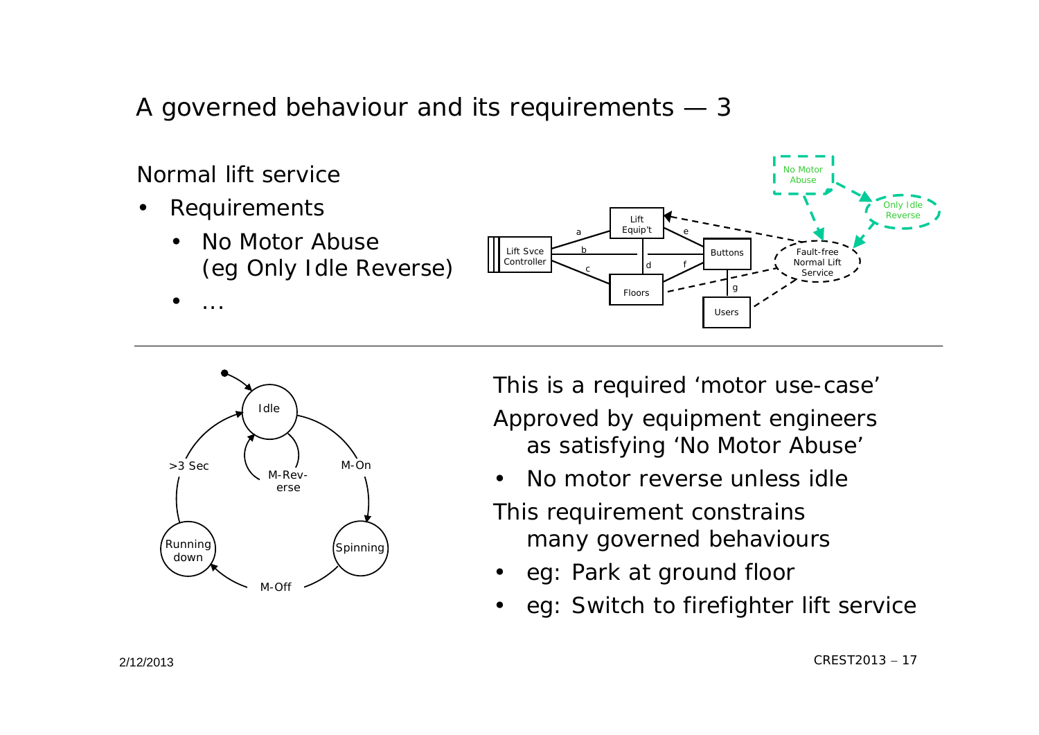# A governed behaviour and its requirements — 3

Normal lift service

- Requirements
  - No Motor Abuse (eg Only Idle Reverse)
  - ...

This is a required 'motor use-case'

Approved by equipment engineers as satisfying 'No Motor Abuse'

- No motor reverse unless idle

This requirement constrains many governed behaviours

- eg: Park at ground floor
- eg: Switch to firefighter lift service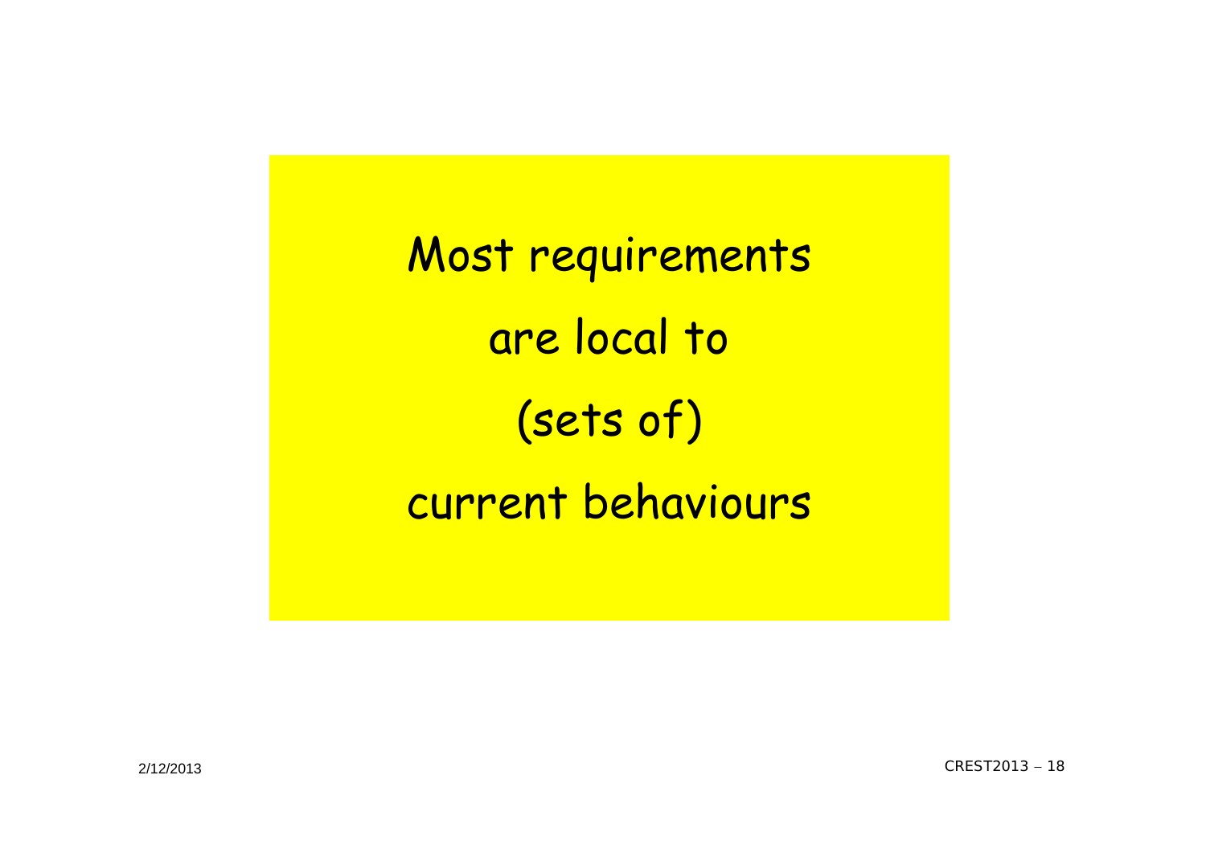Most requirements

are local to

(sets of)

current behaviours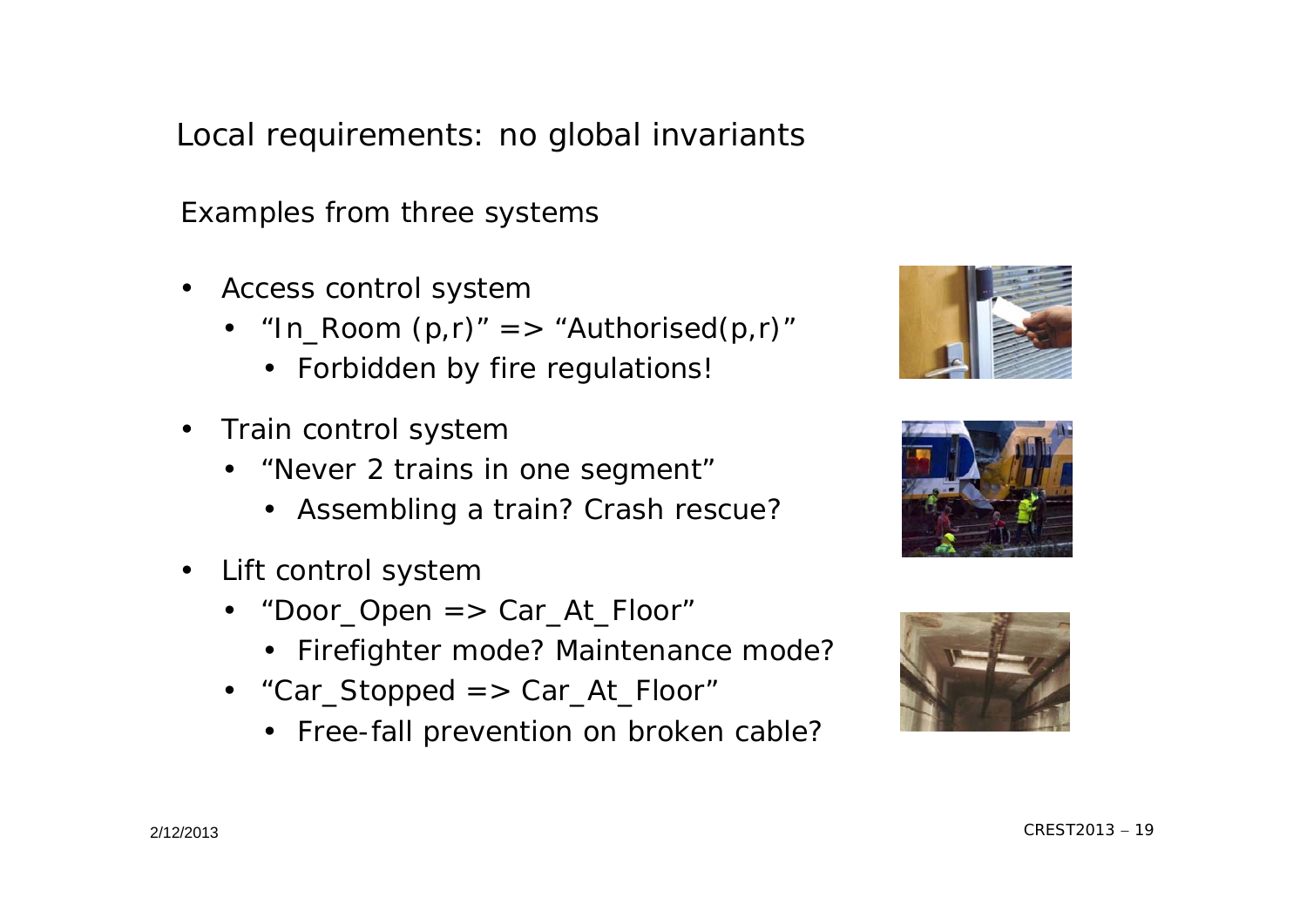# Local requirements: no global invariants

Examples from three systems

- Access control system
  - "In_Room (p,r)" => "Authorised(p,r)"
    - Forbidden by fire regulations!
- Train control system
  - "Never 2 trains in one segment"
    - Assembling a train? Crash rescue?
- Lift control system
  - "Door_Open => Car_At_Floor"
    - Firefighter mode? Maintenance mode?
  - "Car_Stopped => Car_At_Floor"
    - Free-fall prevention on broken cable?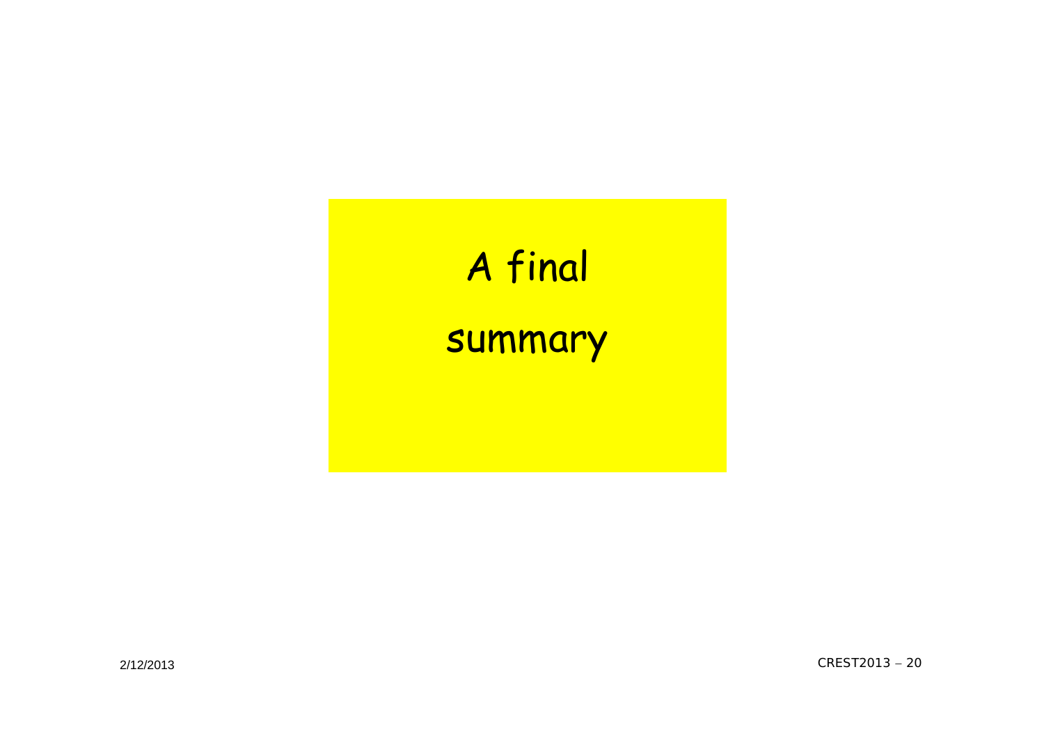# A final summary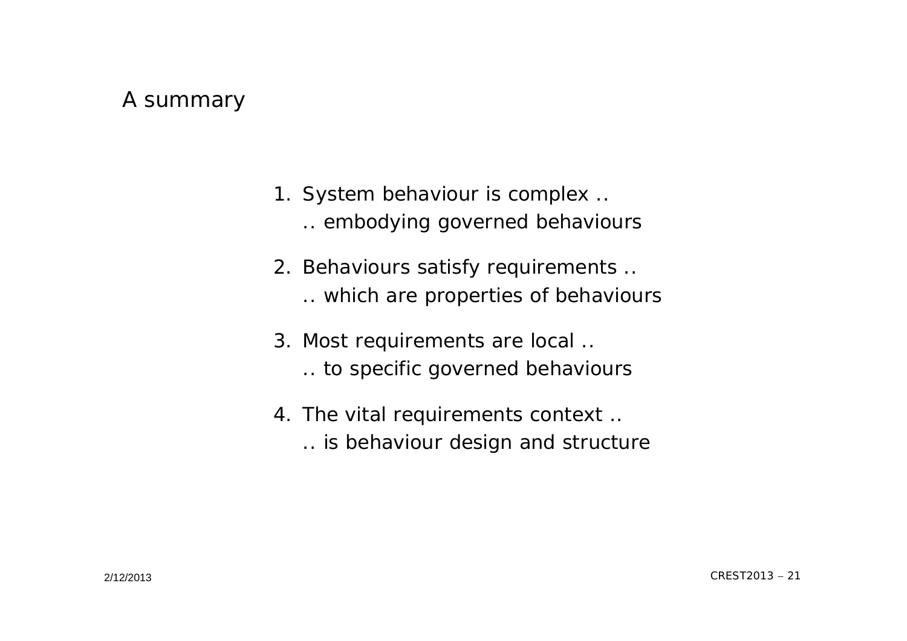# A summary

1. System behaviour is complex ..
   .. embodying governed behaviours

2. Behaviours satisfy requirements ..
   .. which are properties of behaviours

3. Most requirements are local ..
   .. to specific governed behaviours

4. The vital requirements context ..
   .. is behaviour design and structure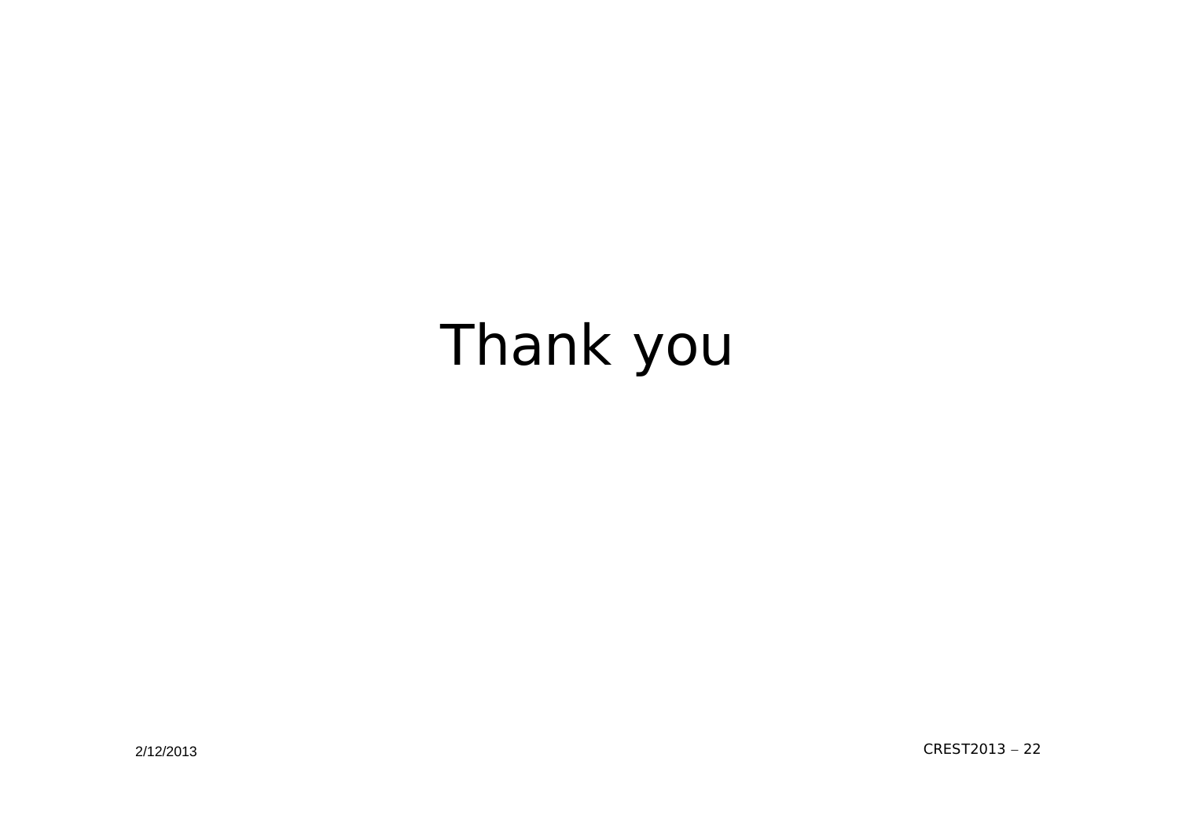Thank you